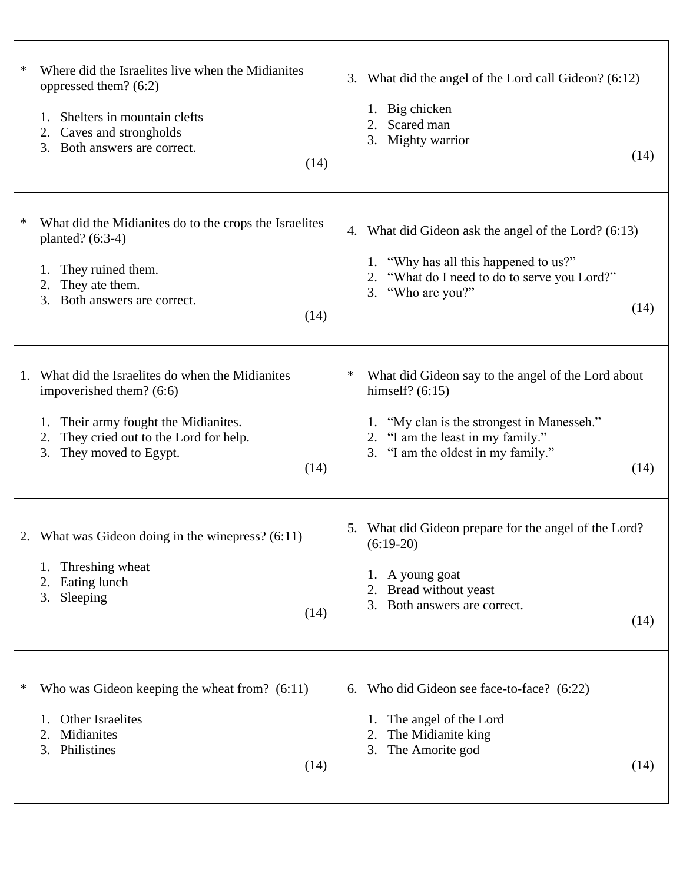| | |
|---|---|
| * Where did the Israelites live when the Midianites oppressed them? (6:2)<br><br>1. Shelters in mountain clefts<br>2. Caves and strongholds<br>3. Both answers are correct.<br><br>(14) | 3. What did the angel of the Lord call Gideon? (6:12)<br><br>1. Big chicken<br>2. Scared man<br>3. Mighty warrior<br><br>(14) |
| * What did the Midianites do to the crops the Israelites planted? (6:3-4)<br><br>1. They ruined them.<br>2. They ate them.<br>3. Both answers are correct.<br><br>(14) | 4. What did Gideon ask the angel of the Lord? (6:13)<br><br>1. "Why has all this happened to us?"<br>2. "What do I need to do to serve you Lord?"<br>3. "Who are you?"<br><br>(14) |
| 1. What did the Israelites do when the Midianites impoverished them? (6:6)<br><br>1. Their army fought the Midianites.<br>2. They cried out to the Lord for help.<br>3. They moved to Egypt.<br><br>(14) | * What did Gideon say to the angel of the Lord about himself? (6:15)<br><br>1. "My clan is the strongest in Manesseh."<br>2. "I am the least in my family."<br>3. "I am the oldest in my family."<br><br>(14) |
| 2. What was Gideon doing in the winepress? (6:11)<br><br>1. Threshing wheat<br>2. Eating lunch<br>3. Sleeping<br><br>(14) | 5. What did Gideon prepare for the angel of the Lord? (6:19-20)<br><br>1. A young goat<br>2. Bread without yeast<br>3. Both answers are correct.<br><br>(14) |
| * Who was Gideon keeping the wheat from? (6:11)<br><br>1. Other Israelites<br>2. Midianites<br>3. Philistines<br><br>(14) | 6. Who did Gideon see face-to-face? (6:22)<br><br>1. The angel of the Lord<br>2. The Midianite king<br>3. The Amorite god<br><br>(14) |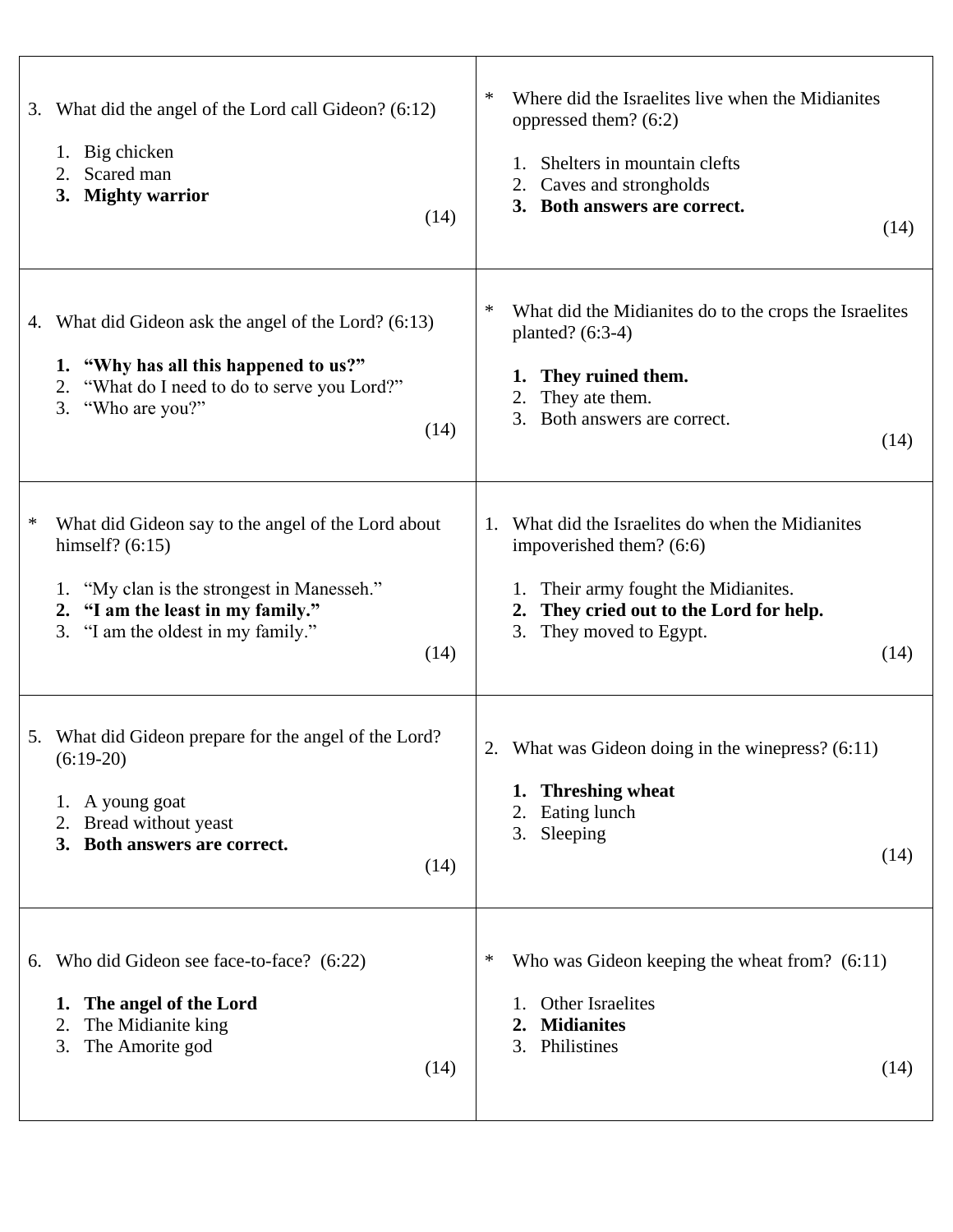3. What did the angel of the Lord call Gideon? (6:12)

   1. Big chicken
   2. Scared man
   3. **Mighty warrior**

   (14)

---

\* Where did the Israelites live when the Midianites oppressed them? (6:2)

   1. Shelters in mountain clefts
   2. Caves and strongholds
   3. **Both answers are correct.**

   (14)

---

4. What did Gideon ask the angel of the Lord? (6:13)

   1. **"Why has all this happened to us?"**
   2. "What do I need to do to serve you Lord?"
   3. "Who are you?"

   (14)

---

\* What did the Midianites do to the crops the Israelites planted? (6:3-4)

   1. **They ruined them.**
   2. They ate them.
   3. Both answers are correct.

   (14)

---

\* What did Gideon say to the angel of the Lord about himself? (6:15)

   1. "My clan is the strongest in Manesseh."
   2. **"I am the least in my family."**
   3. "I am the oldest in my family."

   (14)

---

1. What did the Israelites do when the Midianites impoverished them? (6:6)

   1. Their army fought the Midianites.
   2. **They cried out to the Lord for help.**
   3. They moved to Egypt.

   (14)

---

5. What did Gideon prepare for the angel of the Lord? (6:19-20)

   1. A young goat
   2. Bread without yeast
   3. **Both answers are correct.**

   (14)

---

2. What was Gideon doing in the winepress? (6:11)

   1. **Threshing wheat**
   2. Eating lunch
   3. Sleeping

   (14)

---

6. Who did Gideon see face-to-face? (6:22)

   1. **The angel of the Lord**
   2. The Midianite king
   3. The Amorite god

   (14)

---

\* Who was Gideon keeping the wheat from? (6:11)

   1. Other Israelites
   2. **Midianites**
   3. Philistines

   (14)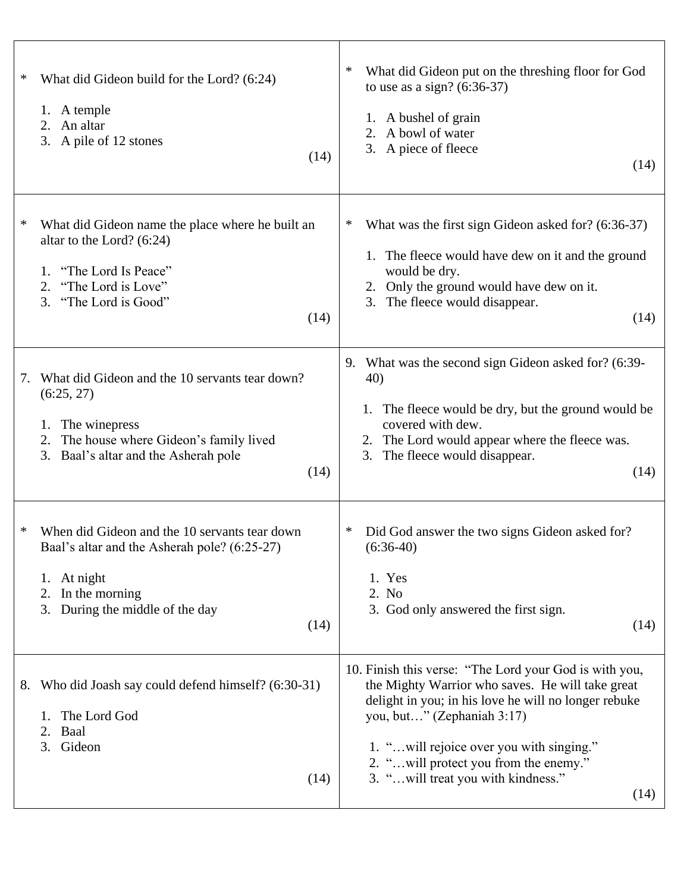\* What did Gideon build for the Lord? (6:24)

1. A temple
2. An altar
3. A pile of 12 stones

(14)

\* What did Gideon name the place where he built an altar to the Lord? (6:24)

1. "The Lord Is Peace"
2. "The Lord is Love"
3. "The Lord is Good"

(14)

7. What did Gideon and the 10 servants tear down? (6:25, 27)

1. The winepress
2. The house where Gideon's family lived
3. Baal's altar and the Asherah pole

(14)

\* When did Gideon and the 10 servants tear down Baal's altar and the Asherah pole? (6:25-27)

1. At night
2. In the morning
3. During the middle of the day

(14)

8. Who did Joash say could defend himself? (6:30-31)

1. The Lord God
2. Baal
3. Gideon

(14)

\* What did Gideon put on the threshing floor for God to use as a sign? (6:36-37)

1. A bushel of grain
2. A bowl of water
3. A piece of fleece

(14)

\* What was the first sign Gideon asked for? (6:36-37)

1. The fleece would have dew on it and the ground would be dry.
2. Only the ground would have dew on it.
3. The fleece would disappear.

(14)

9. What was the second sign Gideon asked for? (6:39-40)

1. The fleece would be dry, but the ground would be covered with dew.
2. The Lord would appear where the fleece was.
3. The fleece would disappear.

(14)

\* Did God answer the two signs Gideon asked for? (6:36-40)

1. Yes
2. No
3. God only answered the first sign.

(14)

10. Finish this verse: "The Lord your God is with you, the Mighty Warrior who saves. He will take great delight in you; in his love he will no longer rebuke you, but…" (Zephaniah 3:17)

1. "…will rejoice over you with singing."
2. "…will protect you from the enemy."
3. "…will treat you with kindness."

(14)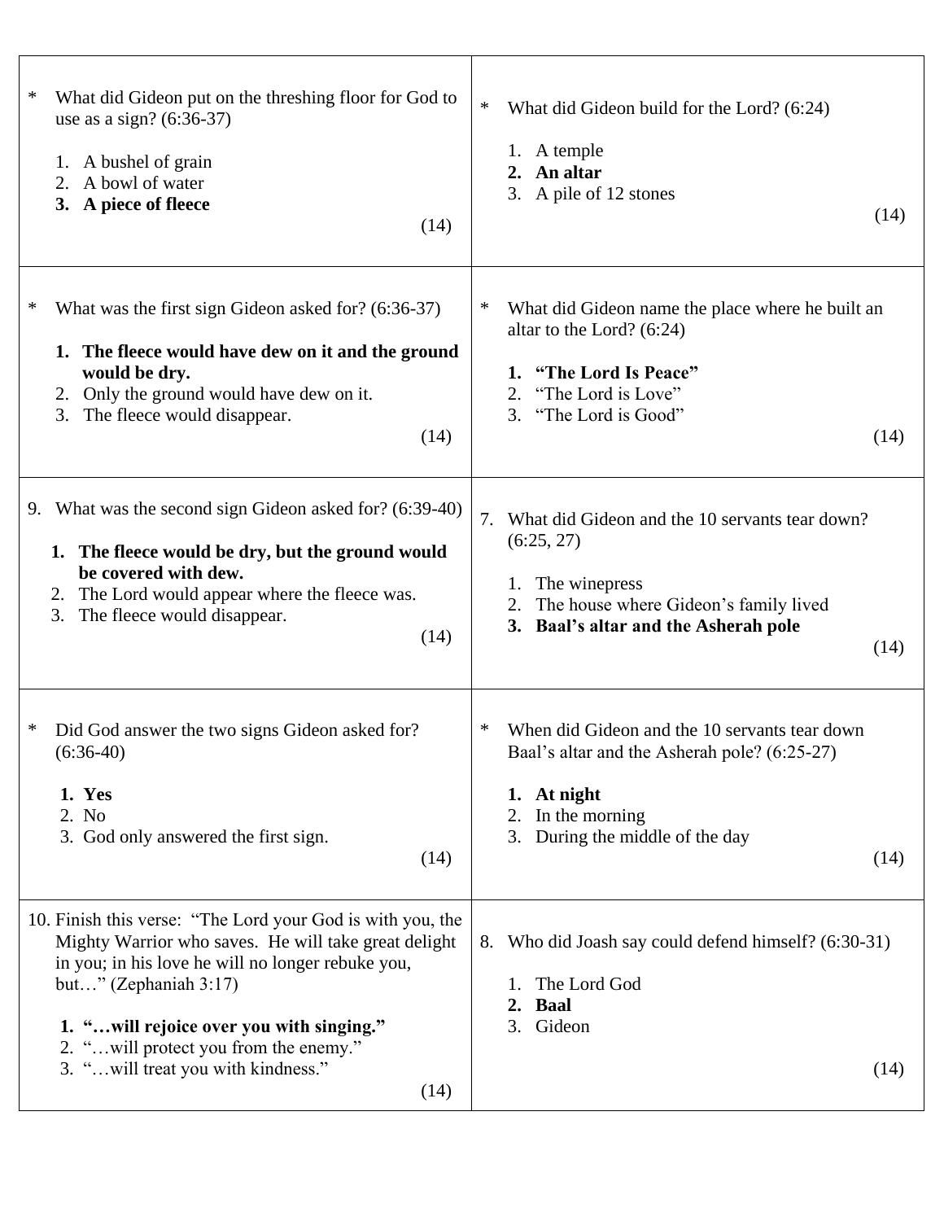\* What did Gideon put on the threshing floor for God to use as a sign? (6:36-37)

1. A bushel of grain
2. A bowl of water
3. **A piece of fleece**

(14)

\* What did Gideon build for the Lord? (6:24)

1. A temple
2. **An altar**
3. A pile of 12 stones

(14)

\* What was the first sign Gideon asked for? (6:36-37)

1. **The fleece would have dew on it and the ground would be dry.**
2. Only the ground would have dew on it.
3. The fleece would disappear.

(14)

\* What did Gideon name the place where he built an altar to the Lord? (6:24)

1. **"The Lord Is Peace"**
2. "The Lord is Love"
3. "The Lord is Good"

(14)

9. What was the second sign Gideon asked for? (6:39-40)

   1. **The fleece would be dry, but the ground would be covered with dew.**
   2. The Lord would appear where the fleece was.
   3. The fleece would disappear.

(14)

7. What did Gideon and the 10 servants tear down? (6:25, 27)

   1. The winepress
   2. The house where Gideon's family lived
   3. **Baal's altar and the Asherah pole**

(14)

\* Did God answer the two signs Gideon asked for? (6:36-40)

1. **Yes**
2. No
3. God only answered the first sign.

(14)

\* When did Gideon and the 10 servants tear down Baal's altar and the Asherah pole? (6:25-27)

1. **At night**
2. In the morning
3. During the middle of the day

(14)

10. Finish this verse: "The Lord your God is with you, the Mighty Warrior who saves. He will take great delight in you; in his love he will no longer rebuke you, but…" (Zephaniah 3:17)

    1. **"…will rejoice over you with singing."**
    2. "…will protect you from the enemy."
    3. "…will treat you with kindness."

(14)

8. Who did Joash say could defend himself? (6:30-31)

   1. The Lord God
   2. **Baal**
   3. Gideon

(14)